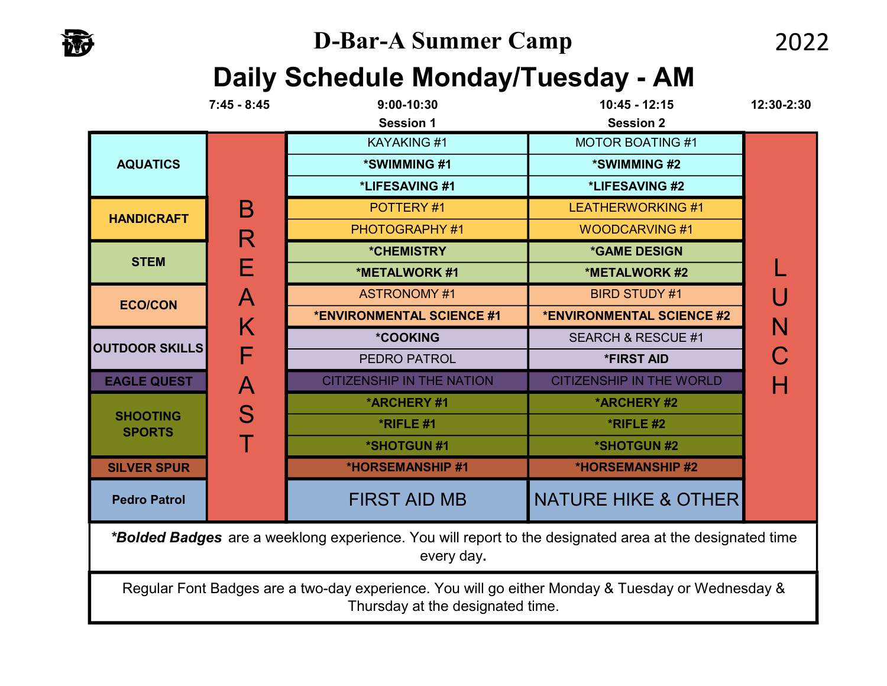# D-Bar-A Summer Camp

2022

## Daily Schedule Monday/Tuesday - AM

| | 7:45 - 8:45 | 9:00-10:30<br>Session 1 | 10:45 - 12:15<br>Session 2 | 12:30-2:30 |
|---|---|---|---|---|
| AQUATICS | BREAKFAST | KAYAKING #1 | MOTOR BOATING #1 | LUNCH |
| | | **\*SWIMMING #1** | **\*SWIMMING #2** | |
| | | **\*LIFESAVING #1** | **\*LIFESAVING #2** | |
| HANDICRAFT | | POTTERY #1 | LEATHERWORKING #1 | |
| | | PHOTOGRAPHY #1 | WOODCARVING #1 | |
| STEM | | **\*CHEMISTRY** | **\*GAME DESIGN** | |
| | | **\*METALWORK #1** | **\*METALWORK #2** | |
| ECO/CON | | ASTRONOMY #1 | BIRD STUDY #1 | |
| | | **\*ENVIRONMENTAL SCIENCE #1** | **\*ENVIRONMENTAL SCIENCE #2** | |
| OUTDOOR SKILLS | | **\*COOKING** | SEARCH & RESCUE #1 | |
| | | PEDRO PATROL | **\*FIRST AID** | |
| EAGLE QUEST | | CITIZENSHIP IN THE NATION | CITIZENSHIP IN THE WORLD | |
| SHOOTING SPORTS | | **\*ARCHERY #1** | **\*ARCHERY #2** | |
| | | **\*RIFLE #1** | **\*RIFLE #2** | |
| | | **\*SHOTGUN #1** | **\*SHOTGUN #2** | |
| SILVER SPUR | | **\*HORSEMANSHIP #1** | **\*HORSEMANSHIP #2** | |
| Pedro Patrol | | FIRST AID MB | NATURE HIKE & OTHER | |

***Bolded Badges*** are a weeklong experience. You will report to the designated area at the designated time every day.

Regular Font Badges are a two-day experience. You will go either Monday & Tuesday or Wednesday & Thursday at the designated time.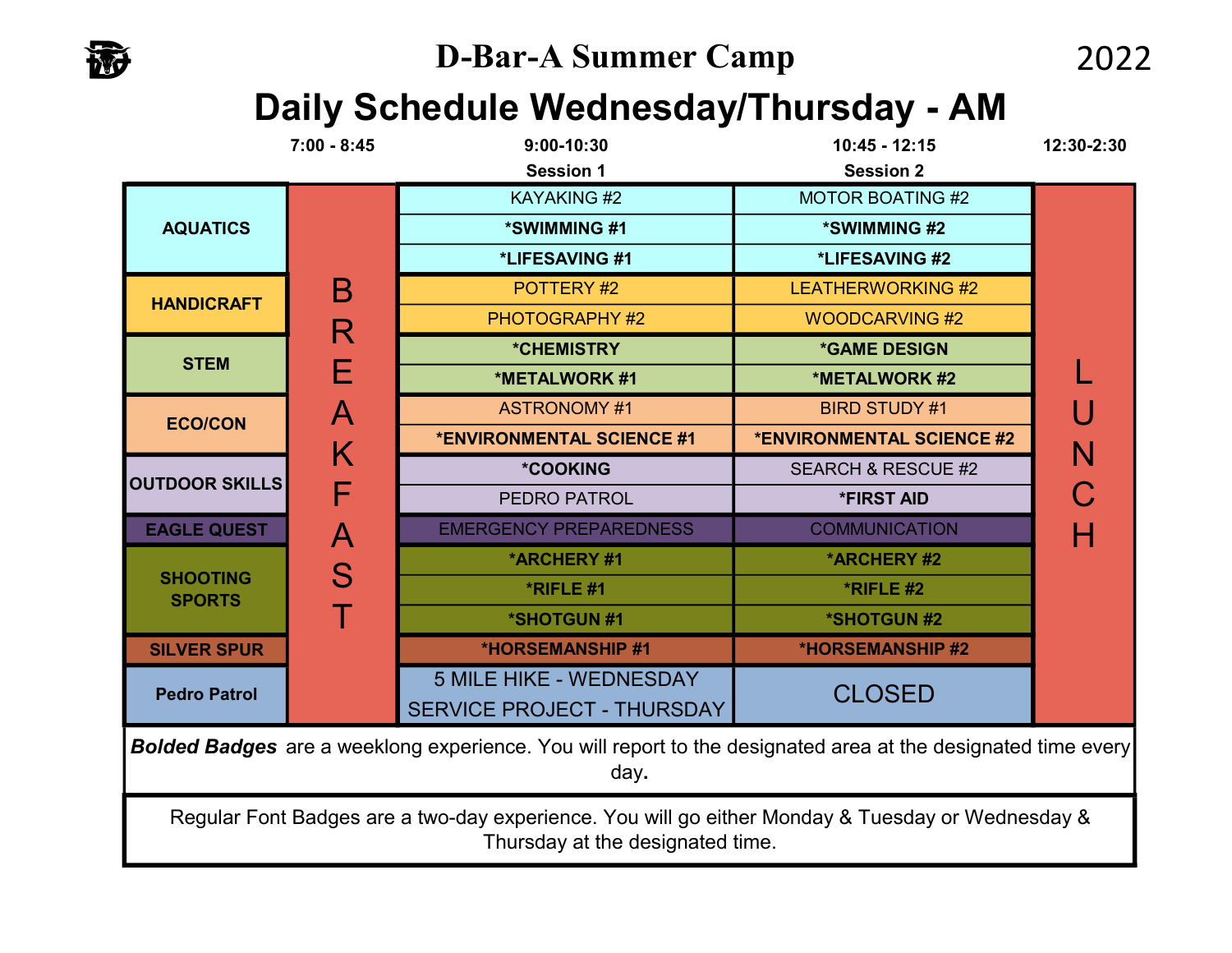# D-Bar-A Summer Camp

2022

## Daily Schedule Wednesday/Thursday - AM

| | 7:00 - 8:45 | 9:00-10:30 Session 1 | 10:45 - 12:15 Session 2 | 12:30-2:30 |
|---|---|---|---|---|
| AQUATICS | BREAKFAST | KAYAKING #2 | MOTOR BOATING #2 | LUNCH |
| | | **\*SWIMMING #1** | **\*SWIMMING #2** | |
| | | **\*LIFESAVING #1** | **\*LIFESAVING #2** | |
| HANDICRAFT | | POTTERY #2 | LEATHERWORKING #2 | |
| | | PHOTOGRAPHY #2 | WOODCARVING #2 | |
| STEM | | **\*CHEMISTRY** | **\*GAME DESIGN** | |
| | | **\*METALWORK #1** | **\*METALWORK #2** | |
| ECO/CON | | ASTRONOMY #1 | BIRD STUDY #1 | |
| | | **\*ENVIRONMENTAL SCIENCE #1** | **\*ENVIRONMENTAL SCIENCE #2** | |
| OUTDOOR SKILLS | | **\*COOKING** | SEARCH & RESCUE #2 | |
| | | PEDRO PATROL | **\*FIRST AID** | |
| EAGLE QUEST | | EMERGENCY PREPAREDNESS | COMMUNICATION | |
| SHOOTING SPORTS | | **\*ARCHERY #1** | **\*ARCHERY #2** | |
| | | **\*RIFLE #1** | **\*RIFLE #2** | |
| | | **\*SHOTGUN #1** | **\*SHOTGUN #2** | |
| SILVER SPUR | | **\*HORSEMANSHIP #1** | **\*HORSEMANSHIP #2** | |
| Pedro Patrol | | 5 MILE HIKE - WEDNESDAY<br>SERVICE PROJECT - THURSDAY | CLOSED | |

***Bolded Badges*** are a weeklong experience. You will report to the designated area at the designated time every day**.**

Regular Font Badges are a two-day experience. You will go either Monday & Tuesday or Wednesday & Thursday at the designated time.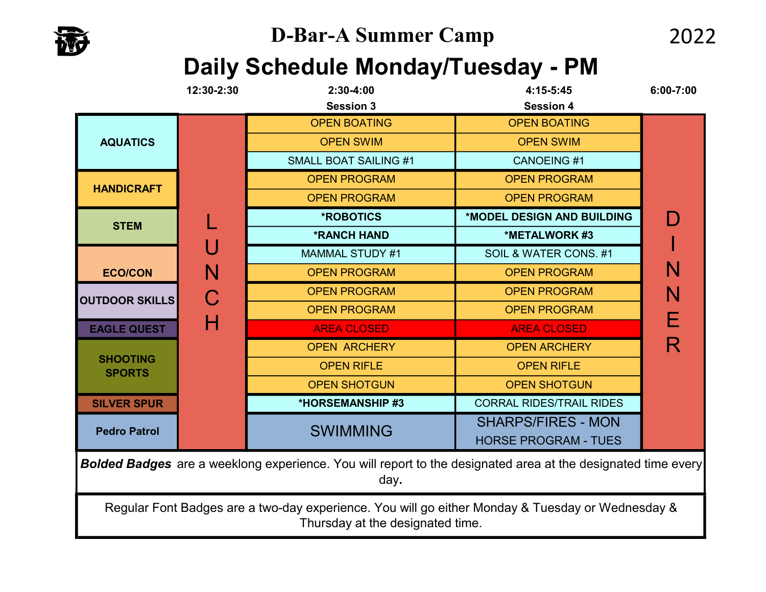# D-Bar-A Summer Camp

2022

## Daily Schedule Monday/Tuesday - PM

| | 12:30-2:30 | 2:30-4:00 Session 3 | 4:15-5:45 Session 4 | 6:00-7:00 |
|---|---|---|---|---|
| AQUATICS | LUNCH | OPEN BOATING | OPEN BOATING | DINNER |
| | | OPEN SWIM | OPEN SWIM | |
| | | SMALL BOAT SAILING #1 | CANOEING #1 | |
| HANDICRAFT | | OPEN PROGRAM | OPEN PROGRAM | |
| | | OPEN PROGRAM | OPEN PROGRAM | |
| STEM | | ***ROBOTICS** | ***MODEL DESIGN AND BUILDING** | |
| | | ***RANCH HAND** | ***METALWORK #3** | |
| ECO/CON | | MAMMAL STUDY #1 | SOIL & WATER CONS. #1 | |
| | | OPEN PROGRAM | OPEN PROGRAM | |
| OUTDOOR SKILLS | | OPEN PROGRAM | OPEN PROGRAM | |
| | | OPEN PROGRAM | OPEN PROGRAM | |
| EAGLE QUEST | | AREA CLOSED | AREA CLOSED | |
| SHOOTING SPORTS | | OPEN ARCHERY | OPEN ARCHERY | |
| | | OPEN RIFLE | OPEN RIFLE | |
| | | OPEN SHOTGUN | OPEN SHOTGUN | |
| SILVER SPUR | | ***HORSEMANSHIP #3** | CORRAL RIDES/TRAIL RIDES | |
| Pedro Patrol | | SWIMMING | SHARPS/FIRES - MON<br>HORSE PROGRAM - TUES | |

***Bolded Badges*** are a weeklong experience. You will report to the designated area at the designated time every day.

Regular Font Badges are a two-day experience. You will go either Monday & Tuesday or Wednesday & Thursday at the designated time.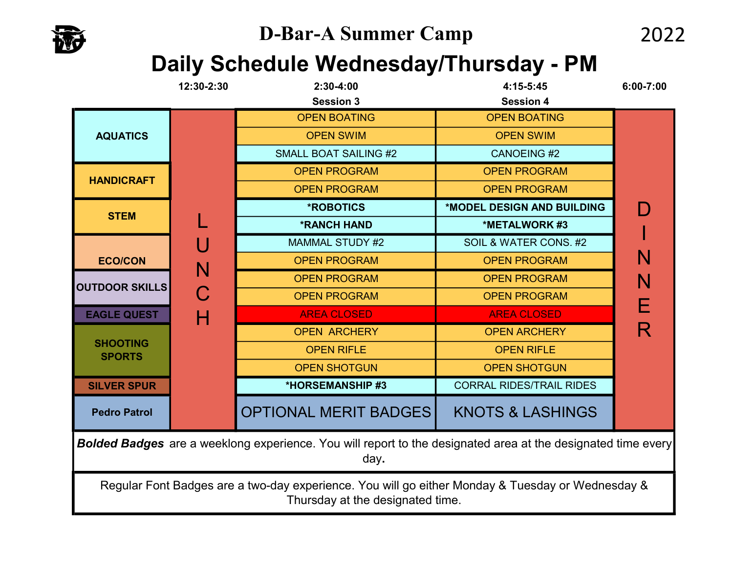# D-Bar-A Summer Camp

2022

## Daily Schedule Wednesday/Thursday - PM

| | 12:30-2:30 | 2:30-4:00 Session 3 | 4:15-5:45 Session 4 | 6:00-7:00 |
|---|---|---|---|---|
| AQUATICS | LUNCH | OPEN BOATING | OPEN BOATING | DINNER |
| | | OPEN SWIM | OPEN SWIM | |
| | | SMALL BOAT SAILING #2 | CANOEING #2 | |
| HANDICRAFT | | OPEN PROGRAM | OPEN PROGRAM | |
| | | OPEN PROGRAM | OPEN PROGRAM | |
| STEM | | ***ROBOTICS** | ***MODEL DESIGN AND BUILDING** | |
| | | ***RANCH HAND** | ***METALWORK #3** | |
| ECO/CON | | MAMMAL STUDY #2 | SOIL & WATER CONS. #2 | |
| | | OPEN PROGRAM | OPEN PROGRAM | |
| OUTDOOR SKILLS | | OPEN PROGRAM | OPEN PROGRAM | |
| | | OPEN PROGRAM | OPEN PROGRAM | |
| EAGLE QUEST | | AREA CLOSED | AREA CLOSED | |
| SHOOTING SPORTS | | OPEN ARCHERY | OPEN ARCHERY | |
| | | OPEN RIFLE | OPEN RIFLE | |
| | | OPEN SHOTGUN | OPEN SHOTGUN | |
| SILVER SPUR | | ***HORSEMANSHIP #3** | CORRAL RIDES/TRAIL RIDES | |
| Pedro Patrol | | OPTIONAL MERIT BADGES | KNOTS & LASHINGS | |

***Bolded Badges*** are a weeklong experience. You will report to the designated area at the designated time every day.

Regular Font Badges are a two-day experience. You will go either Monday & Tuesday or Wednesday & Thursday at the designated time.